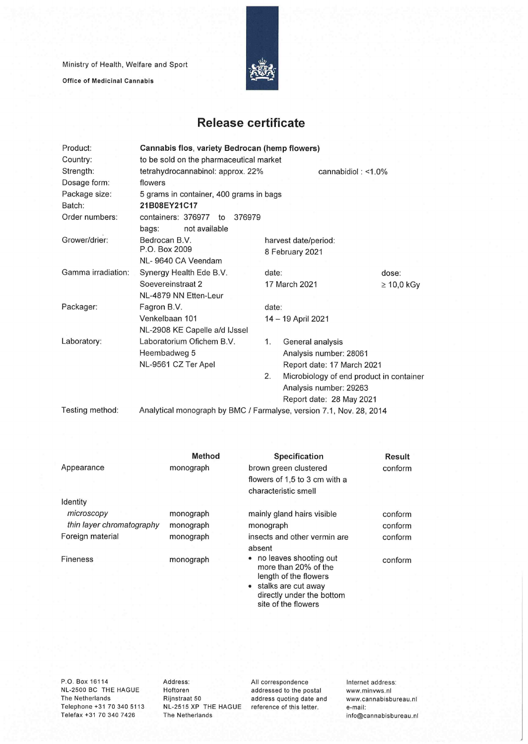Ministry of Health, Welfare and Sport

**Office of Medicinal Cannabis**

# Release certificate

| | | | |
|---|---|---|---|
| Product: | **Cannabis flos, variety Bedrocan (hemp flowers)** | | |
| Country: | to be sold on the pharmaceutical market | | |
| Strength: | tetrahydrocannabinol: approx. 22% | cannabidiol : <1.0% | |
| Dosage form: | flowers | | |
| Package size: | 5 grams in container, 400 grams in bags | | |
| Batch: | **21B08EY21C17** | | |
| Order numbers: | containers: 376977 to 376979<br>bags: not available | | |
| Grower/drier: | Bedrocan B.V.<br>P.O. Box 2009<br>NL- 9640 CA Veendam | harvest date/period:<br>8 February 2021 | |
| Gamma irradiation: | Synergy Health Ede B.V.<br>Soevereinstraat 2<br>NL-4879 NN Etten-Leur | date:<br>17 March 2021 | dose:<br>≥ 10,0 kGy |
| Packager: | Fagron B.V.<br>Venkelbaan 101<br>NL-2908 KE Capelle a/d IJssel | date:<br>14 – 19 April 2021 | |
| Laboratory: | Laboratorium Ofichem B.V.<br>Heembadweg 5<br>NL-9561 CZ Ter Apel | 1. General analysis<br>Analysis number: 28061<br>Report date: 17 March 2021<br>2. Microbiology of end product in container<br>Analysis number: 29263<br>Report date: 28 May 2021 | |
| Testing method: | Analytical monograph by BMC / Farmalyse, version 7.1, Nov. 28, 2014 | | |

| | Method | Specification | Result |
|---|---|---|---|
| Appearance | monograph | brown green clustered flowers of 1,5 to 3 cm with a characteristic smell | conform |
| Identity | | | |
| *microscopy* | monograph | mainly gland hairs visible | conform |
| *thin layer chromatography* | monograph | monograph | conform |
| Foreign material | monograph | insects and other vermin are absent | conform |
| Fineness | monograph | • no leaves shooting out more than 20% of the length of the flowers<br>• stalks are cut away directly under the bottom site of the flowers | conform |

P.O. Box 16114
NL-2500 BC THE HAGUE
The Netherlands
Telephone +31 70 340 5113
Telefax +31 70 340 7426

Address:
Hoftoren
Rijnstraat 50
NL-2515 XP THE HAGUE
The Netherlands

All correspondence addressed to the postal address quoting date and reference of this letter.

Internet address:
www.minvws.nl
www.cannabisbureau.nl
e-mail:
info@cannabisbureau.nl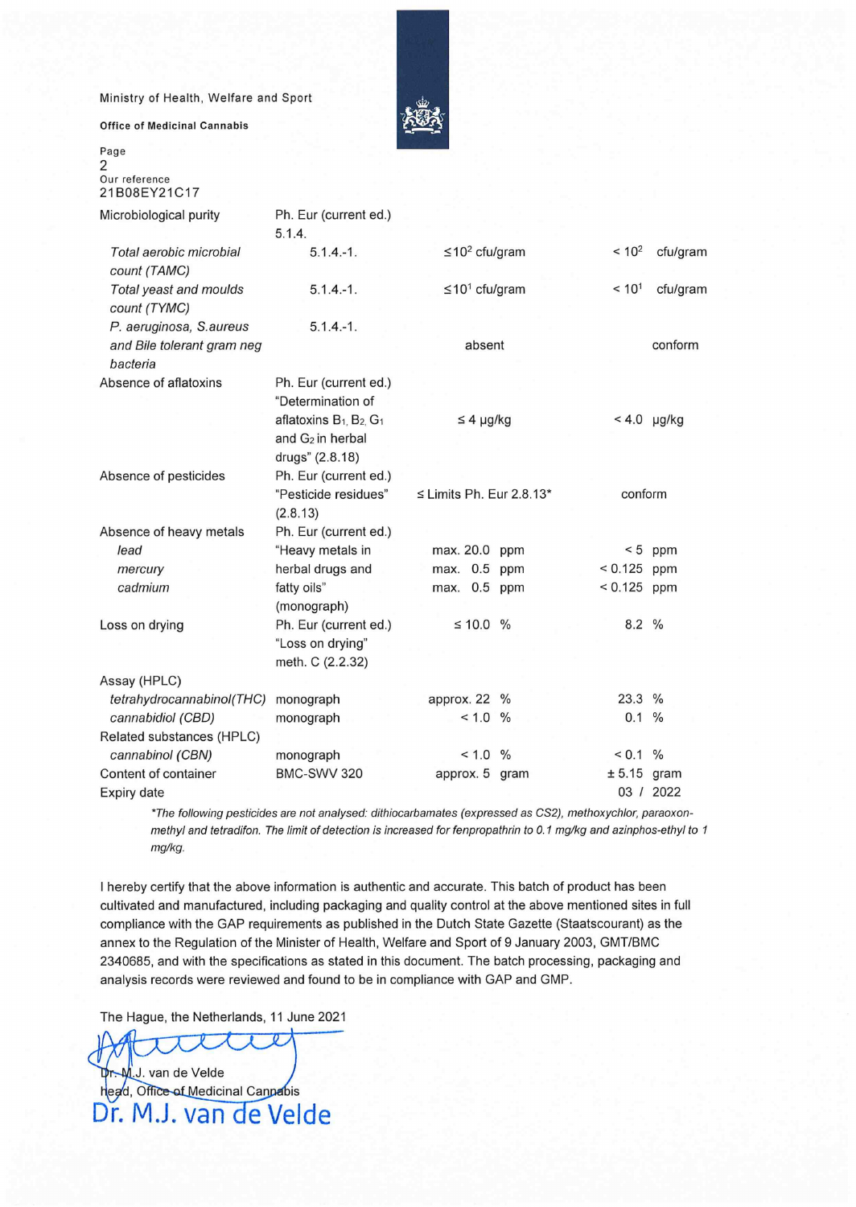Ministry of Health, Welfare and Sport

**Office of Medicinal Cannabis**

Page
2
Our reference
21B08EY21C17

| | | | |
|---|---|---|---|
| Microbiological purity | Ph. Eur (current ed.) 5.1.4. | | |
| *Total aerobic microbial count (TAMC)* | 5.1.4.-1. | ≤$10^2$ cfu/gram | < $10^2$ cfu/gram |
| *Total yeast and moulds count (TYMC)* | 5.1.4.-1. | ≤$10^1$ cfu/gram | < $10^1$ cfu/gram |
| *P. aeruginosa, S.aureus and Bile tolerant gram neg bacteria* | 5.1.4.-1. | absent | conform |
| Absence of aflatoxins | Ph. Eur (current ed.) "Determination of aflatoxins $B_1$, $B_2$, $G_1$ and $G_2$ in herbal drugs" (2.8.18) | ≤ 4 µg/kg | < 4.0 µg/kg |
| Absence of pesticides | Ph. Eur (current ed.) "Pesticide residues" (2.8.13) | ≤ Limits Ph. Eur 2.8.13* | conform |
| Absence of heavy metals | Ph. Eur (current ed.) "Heavy metals in herbal drugs and fatty oils" (monograph) | | |
| *lead* | | max. 20.0 ppm | < 5 ppm |
| *mercury* | | max. 0.5 ppm | < 0.125 ppm |
| *cadmium* | | max. 0.5 ppm | < 0.125 ppm |
| Loss on drying | Ph. Eur (current ed.) "Loss on drying" meth. C (2.2.32) | ≤ 10.0 % | 8.2 % |
| Assay (HPLC) | | | |
| *tetrahydrocannabinol(THC)* | monograph | approx. 22 % | 23.3 % |
| *cannabidiol (CBD)* | monograph | < 1.0 % | 0.1 % |
| Related substances (HPLC) | | | |
| *cannabinol (CBN)* | monograph | < 1.0 % | < 0.1 % |
| Content of container | BMC-SWV 320 | approx. 5 gram | ± 5.15 gram |
| Expiry date | | | 03 / 2022 |

*\*The following pesticides are not analysed: dithiocarbamates (expressed as CS2), methoxychlor, paraoxon-methyl and tetradifon. The limit of detection is increased for fenpropathrin to 0.1 mg/kg and azinphos-ethyl to 1 mg/kg.*

I hereby certify that the above information is authentic and accurate. This batch of product has been cultivated and manufactured, including packaging and quality control at the above mentioned sites in full compliance with the GAP requirements as published in the Dutch State Gazette (Staatscourant) as the annex to the Regulation of the Minister of Health, Welfare and Sport of 9 January 2003, GMT/BMC 2340685, and with the specifications as stated in this document. The batch processing, packaging and analysis records were reviewed and found to be in compliance with GAP and GMP.

The Hague, the Netherlands, 11 June 2021

Dr. M.J. van de Velde
Head, Office of Medicinal Cannabis
Dr. M.J. van de Velde